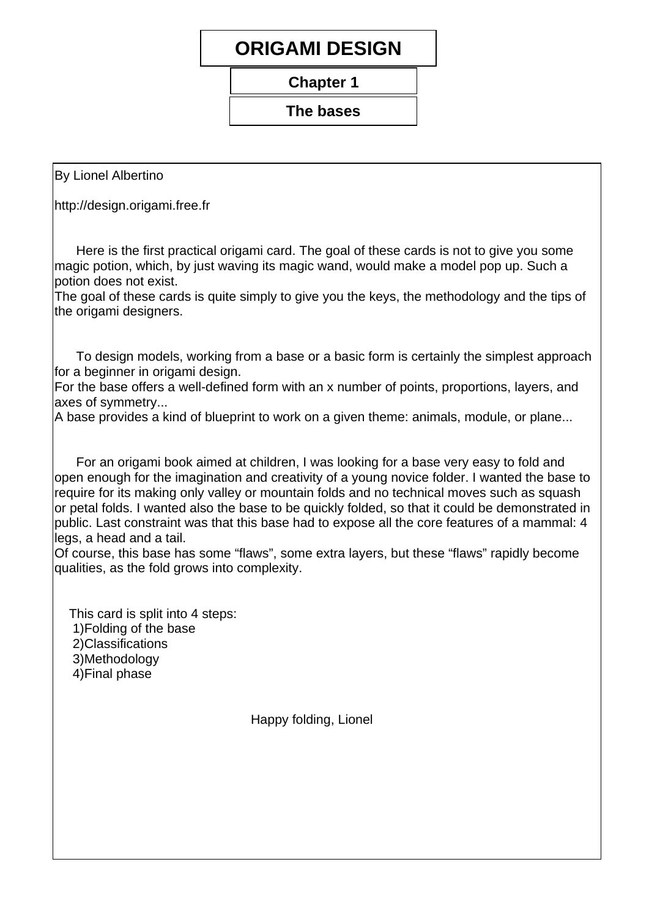# ORIGAMI DESIGN

## Chapter 1

## The bases

By Lionel Albertino

http://design.origami.free.fr

Here is the first practical origami card. The goal of these cards is not to give you some magic potion, which, by just waving its magic wand, would make a model pop up. Such a potion does not exist.
The goal of these cards is quite simply to give you the keys, the methodology and the tips of the origami designers.

To design models, working from a base or a basic form is certainly the simplest approach for a beginner in origami design.
For the base offers a well-defined form with an x number of points, proportions, layers, and axes of symmetry...
A base provides a kind of blueprint to work on a given theme: animals, module, or plane...

For an origami book aimed at children, I was looking for a base very easy to fold and open enough for the imagination and creativity of a young novice folder. I wanted the base to require for its making only valley or mountain folds and no technical moves such as squash or petal folds. I wanted also the base to be quickly folded, so that it could be demonstrated in public. Last constraint was that this base had to expose all the core features of a mammal: 4 legs, a head and a tail.
Of course, this base has some “flaws”, some extra layers, but these “flaws” rapidly become qualities, as the fold grows into complexity.

This card is split into 4 steps:

1) Folding of the base
2) Classifications
3) Methodology
4) Final phase

Happy folding, Lionel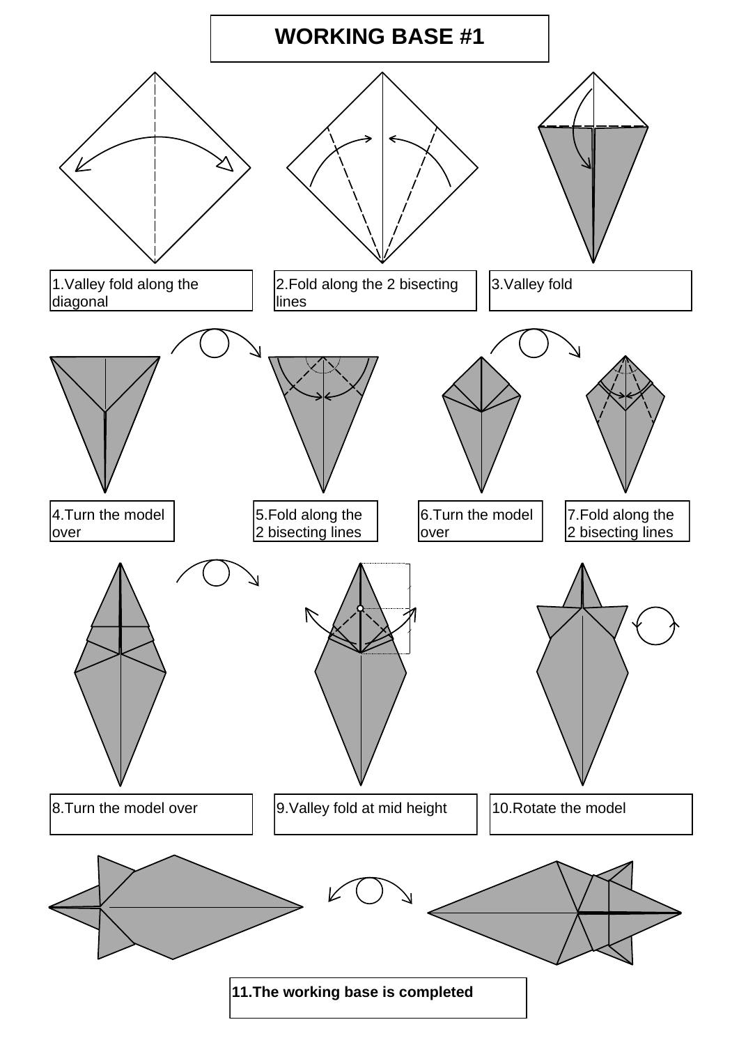# WORKING BASE #1

1.Valley fold along the diagonal

2.Fold along the 2 bisecting lines

3.Valley fold

4.Turn the model over

5.Fold along the 2 bisecting lines

6.Turn the model over

7.Fold along the 2 bisecting lines

8.Turn the model over

9.Valley fold at mid height

10.Rotate the model

**11.The working base is completed**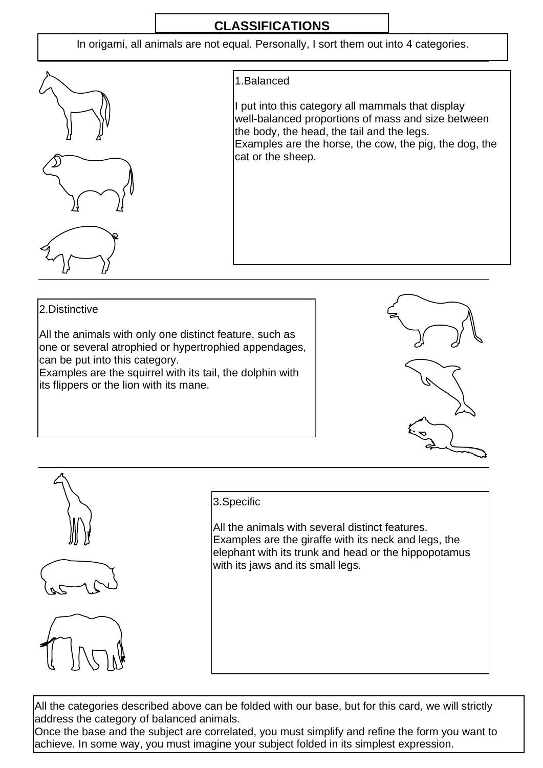# CLASSIFICATIONS

In origami, all animals are not equal. Personally, I sort them out into 4 categories.

1.Balanced

I put into this category all mammals that display well-balanced proportions of mass and size between the body, the head, the tail and the legs.
Examples are the horse, the cow, the pig, the dog, the cat or the sheep.

2.Distinctive

All the animals with only one distinct feature, such as one or several atrophied or hypertrophied appendages, can be put into this category.
Examples are the squirrel with its tail, the dolphin with its flippers or the lion with its mane.

3.Specific

All the animals with several distinct features.
Examples are the giraffe with its neck and legs, the elephant with its trunk and head or the hippopotamus with its jaws and its small legs.

All the categories described above can be folded with our base, but for this card, we will strictly address the category of balanced animals.
Once the base and the subject are correlated, you must simplify and refine the form you want to achieve. In some way, you must imagine your subject folded in its simplest expression.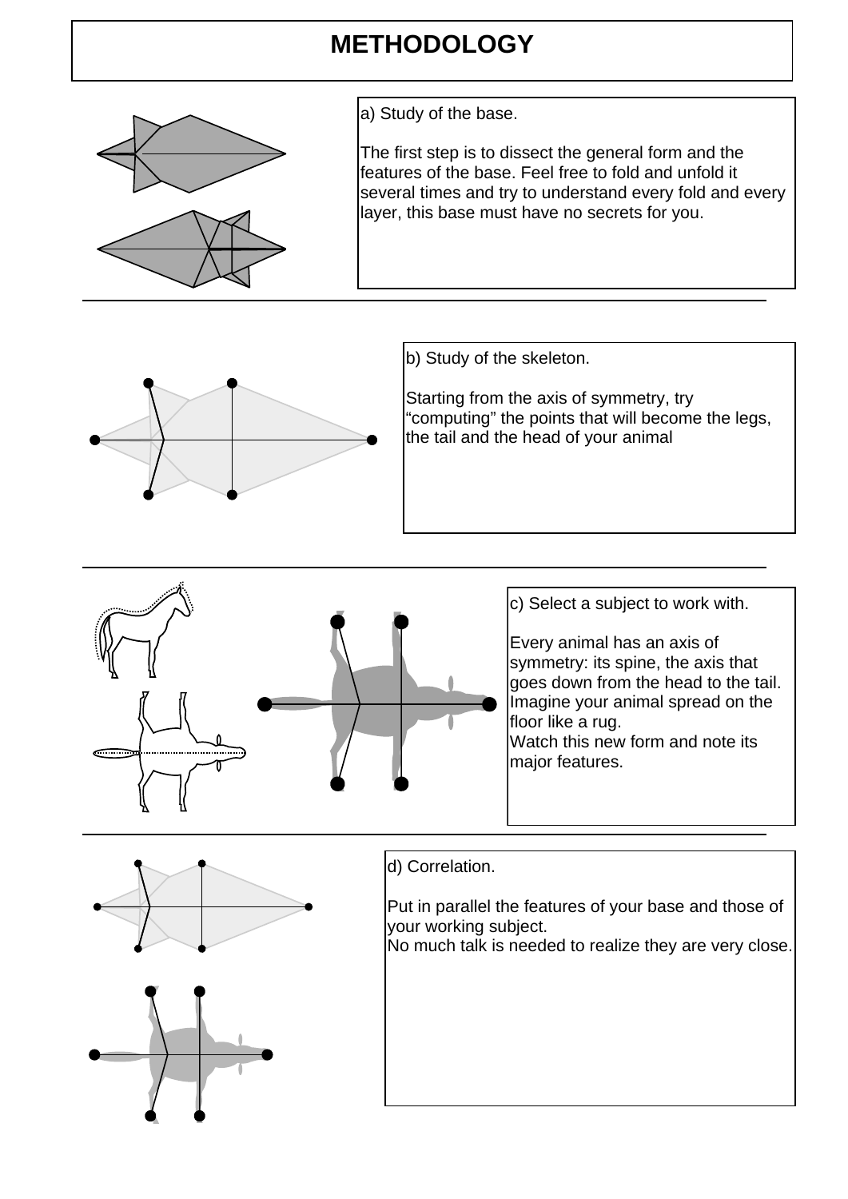# METHODOLOGY

a) Study of the base.

The first step is to dissect the general form and the features of the base. Feel free to fold and unfold it several times and try to understand every fold and every layer, this base must have no secrets for you.

b) Study of the skeleton.

Starting from the axis of symmetry, try "computing" the points that will become the legs, the tail and the head of your animal

c) Select a subject to work with.

Every animal has an axis of symmetry: its spine, the axis that goes down from the head to the tail. Imagine your animal spread on the floor like a rug.
Watch this new form and note its major features.

d) Correlation.

Put in parallel the features of your base and those of your working subject.
No much talk is needed to realize they are very close.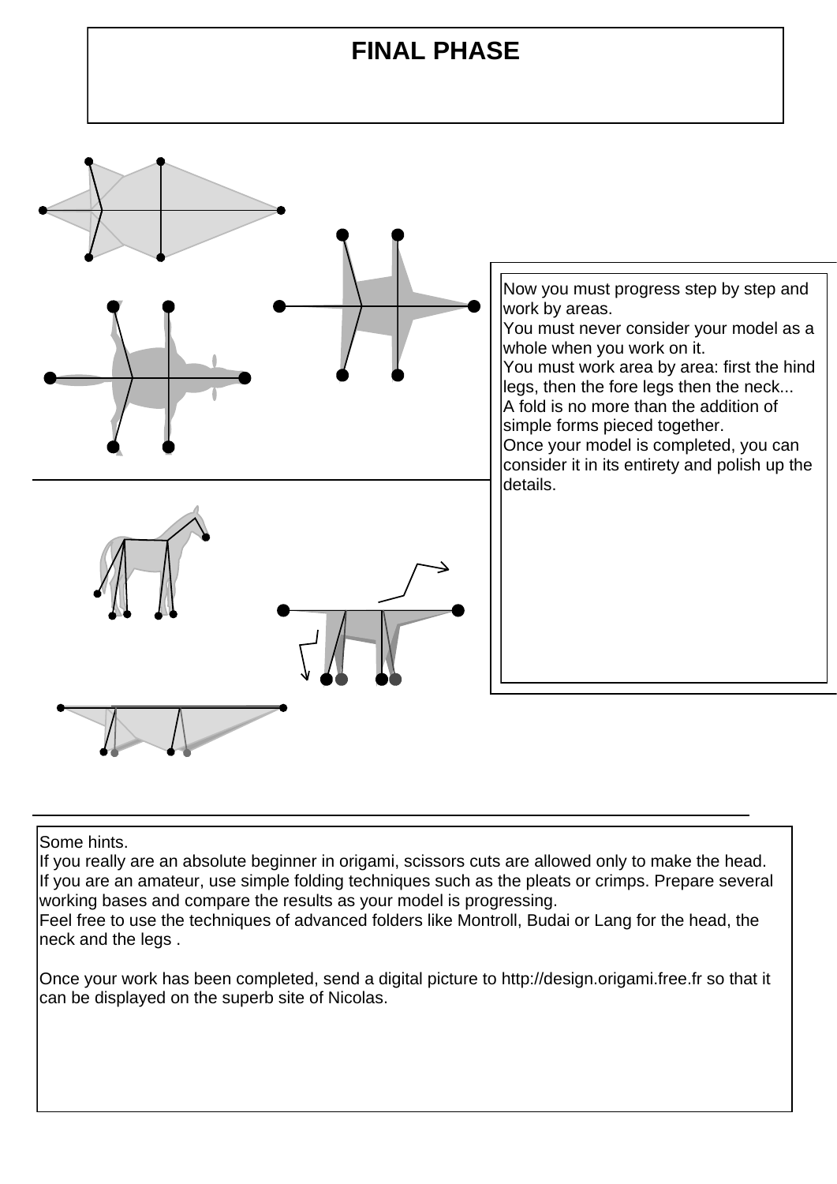# FINAL PHASE

Now you must progress step by step and work by areas.
You must never consider your model as a whole when you work on it.
You must work area by area: first the hind legs, then the fore legs then the neck...
A fold is no more than the addition of simple forms pieced together.
Once your model is completed, you can consider it in its entirety and polish up the details.

Some hints.
If you really are an absolute beginner in origami, scissors cuts are allowed only to make the head.
If you are an amateur, use simple folding techniques such as the pleats or crimps. Prepare several working bases and compare the results as your model is progressing.
Feel free to use the techniques of advanced folders like Montroll, Budai or Lang for the head, the neck and the legs .

Once your work has been completed, send a digital picture to http://design.origami.free.fr so that it can be displayed on the superb site of Nicolas.